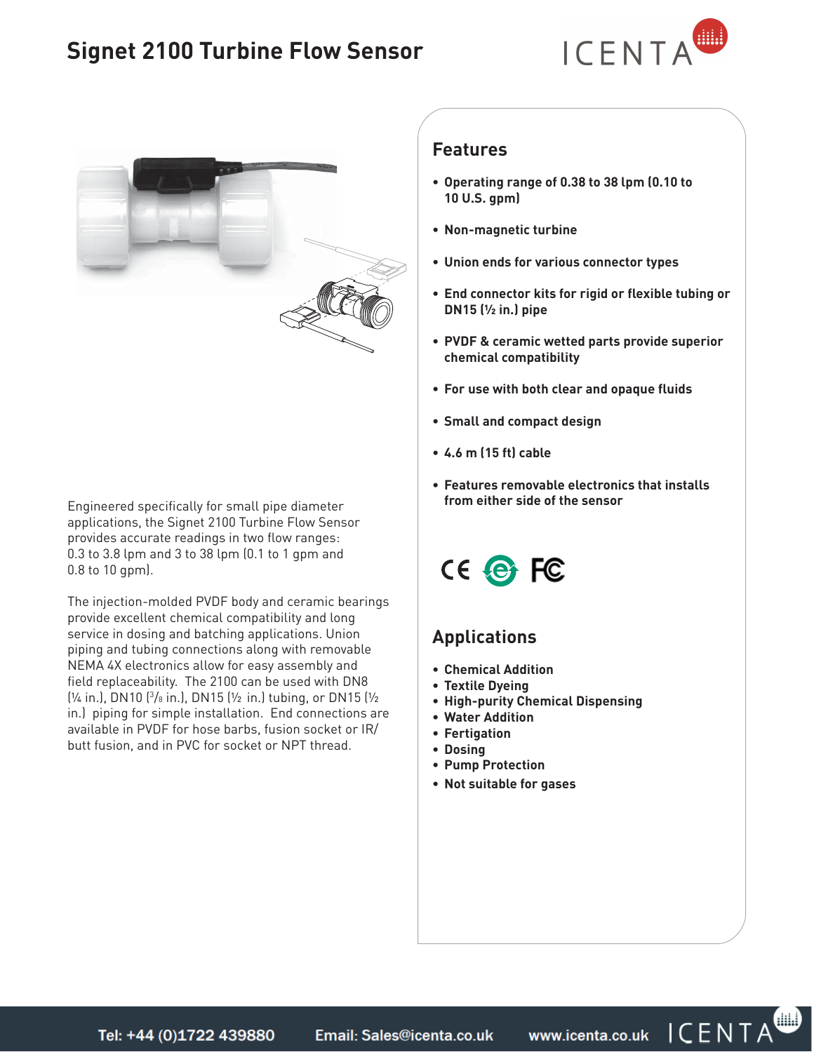# Signet 2100 Turbine Flow Sensor

Engineered specifically for small pipe diameter applications, the Signet 2100 Turbine Flow Sensor provides accurate readings in two flow ranges: 0.3 to 3.8 lpm and 3 to 38 lpm (0.1 to 1 gpm and 0.8 to 10 gpm).

The injection-molded PVDF body and ceramic bearings provide excellent chemical compatibility and long service in dosing and batching applications. Union piping and tubing connections along with removable NEMA 4X electronics allow for easy assembly and field replaceability. The 2100 can be used with DN8 (¼ in.), DN10 (3/8 in.), DN15 (½ in.) tubing, or DN15 (½ in.) piping for simple installation. End connections are available in PVDF for hose barbs, fusion socket or IR/ butt fusion, and in PVC for socket or NPT thread.

## Features

- **Operating range of 0.38 to 38 lpm (0.10 to 10 U.S. gpm)**
- **Non-magnetic turbine**
- **Union ends for various connector types**
- **End connector kits for rigid or flexible tubing or DN15 (½ in.) pipe**
- **PVDF & ceramic wetted parts provide superior chemical compatibility**
- **For use with both clear and opaque fluids**
- **Small and compact design**
- **4.6 m (15 ft) cable**
- **Features removable electronics that installs from either side of the sensor**

## Applications

- **Chemical Addition**
- **Textile Dyeing**
- **High-purity Chemical Dispensing**
- **Water Addition**
- **Fertigation**
- **Dosing**
- **Pump Protection**
- **Not suitable for gases**

Tel: +44 (0)1722 439880 Email: Sales@icenta.co.uk www.icenta.co.uk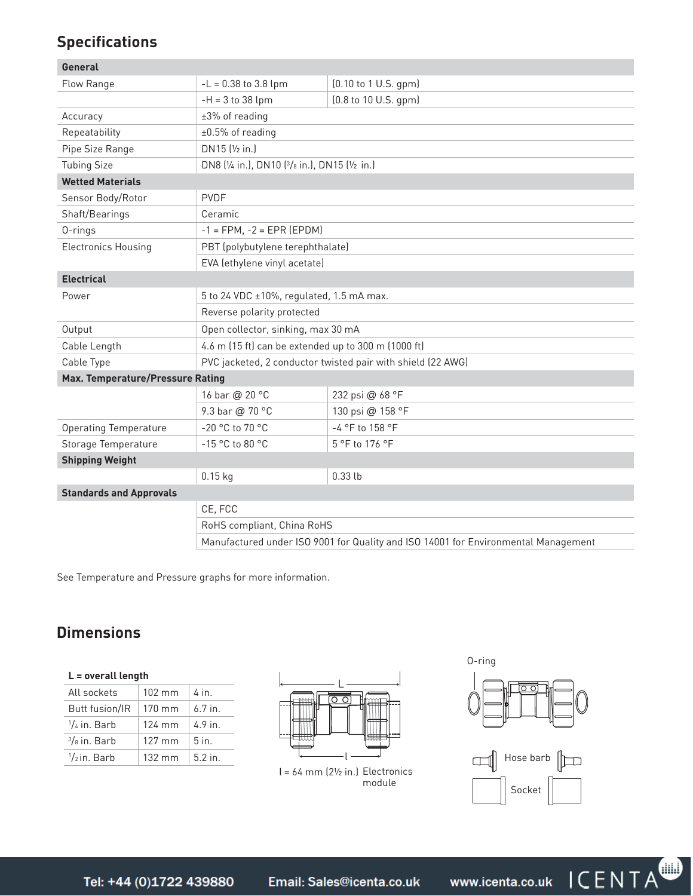## Specifications

| General | | |
|---|---|---|
| Flow Range | -L = 0.38 to 3.8 lpm | (0.10 to 1 U.S. gpm) |
| | -H = 3 to 38 lpm | (0.8 to 10 U.S. gpm) |
| Accuracy | ±3% of reading | |
| Repeatability | ±0.5% of reading | |
| Pipe Size Range | DN15 (½ in.) | |
| Tubing Size | DN8 (¼ in.), DN10 (3/8 in.), DN15 (½ in.) | |
| **Wetted Materials** | | |
| Sensor Body/Rotor | PVDF | |
| Shaft/Bearings | Ceramic | |
| O-rings | -1 = FPM, -2 = EPR (EPDM) | |
| Electronics Housing | PBT (polybutylene terephthalate) | |
| | EVA (ethylene vinyl acetate) | |
| **Electrical** | | |
| Power | 5 to 24 VDC ±10%, regulated, 1.5 mA max. | |
| | Reverse polarity protected | |
| Output | Open collector, sinking, max 30 mA | |
| Cable Length | 4.6 m (15 ft) can be extended up to 300 m (1000 ft) | |
| Cable Type | PVC jacketed, 2 conductor twisted pair with shield (22 AWG) | |
| **Max. Temperature/Pressure Rating** | | |
| | 16 bar @ 20 °C | 232 psi @ 68 °F |
| | 9.3 bar @ 70 °C | 130 psi @ 158 °F |
| Operating Temperature | -20 °C to 70 °C | -4 °F to 158 °F |
| Storage Temperature | -15 °C to 80 °C | 5 °F to 176 °F |
| **Shipping Weight** | | |
| | 0.15 kg | 0.33 lb |
| **Standards and Approvals** | | |
| | CE, FCC | |
| | RoHS compliant, China RoHS | |
| | Manufactured under ISO 9001 for Quality and ISO 14001 for Environmental Management | |

See Temperature and Pressure graphs for more information.

## Dimensions

**L = overall length**

| | | |
|---|---|---|
| All sockets | 102 mm | 4 in. |
| Butt fusion/IR | 170 mm | 6.7 in. |
| 1/4 in. Barb | 124 mm | 4.9 in. |
| 3/8 in. Barb | 127 mm | 5 in. |
| 1/2 in. Barb | 132 mm | 5.2 in. |

L

l

l = 64 mm (2½ in.) Electronics module

O-ring

Hose barb

Socket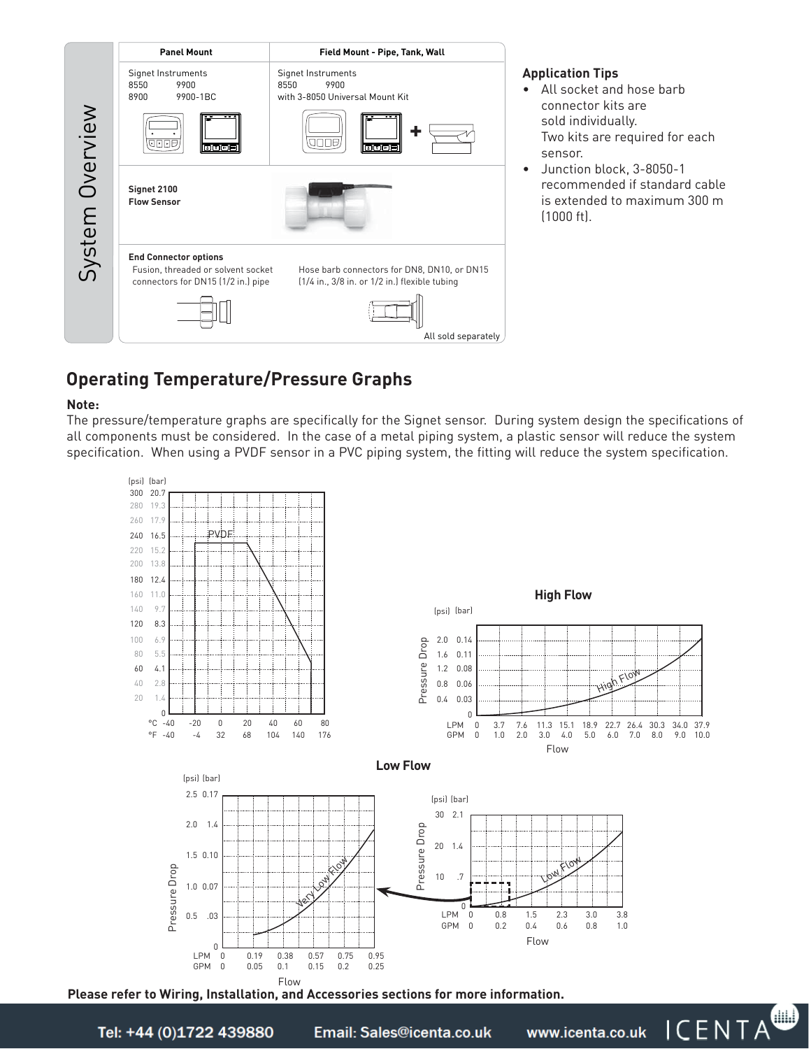## System Overview

| Panel Mount | Field Mount - Pipe, Tank, Wall |
|---|---|
| Signet Instruments<br>8550 9900<br>8900 9900-1BC | Signet Instruments<br>8550 9900<br>with 3-8050 Universal Mount Kit |
| **Signet 2100 Flow Sensor** | |
| **End Connector options**<br>Fusion, threaded or solvent socket connectors for DN15 (1/2 in.) pipe | Hose barb connectors for DN8, DN10, or DN15 (1/4 in., 3/8 in. or 1/2 in.) flexible tubing |

All sold separately

### Application Tips

- All socket and hose barb connector kits are sold individually. Two kits are required for each sensor.
- Junction block, 3-8050-1 recommended if standard cable is extended to maximum 300 m (1000 ft).

## Operating Temperature/Pressure Graphs

**Note:**

The pressure/temperature graphs are specifically for the Signet sensor. During system design the specifications of all components must be considered. In the case of a metal piping system, a plastic sensor will reduce the system specification. When using a PVDF sensor in a PVC piping system, the fitting will reduce the system specification.

**High Flow**

**Low Flow**

**Please refer to Wiring, Installation, and Accessories sections for more information.**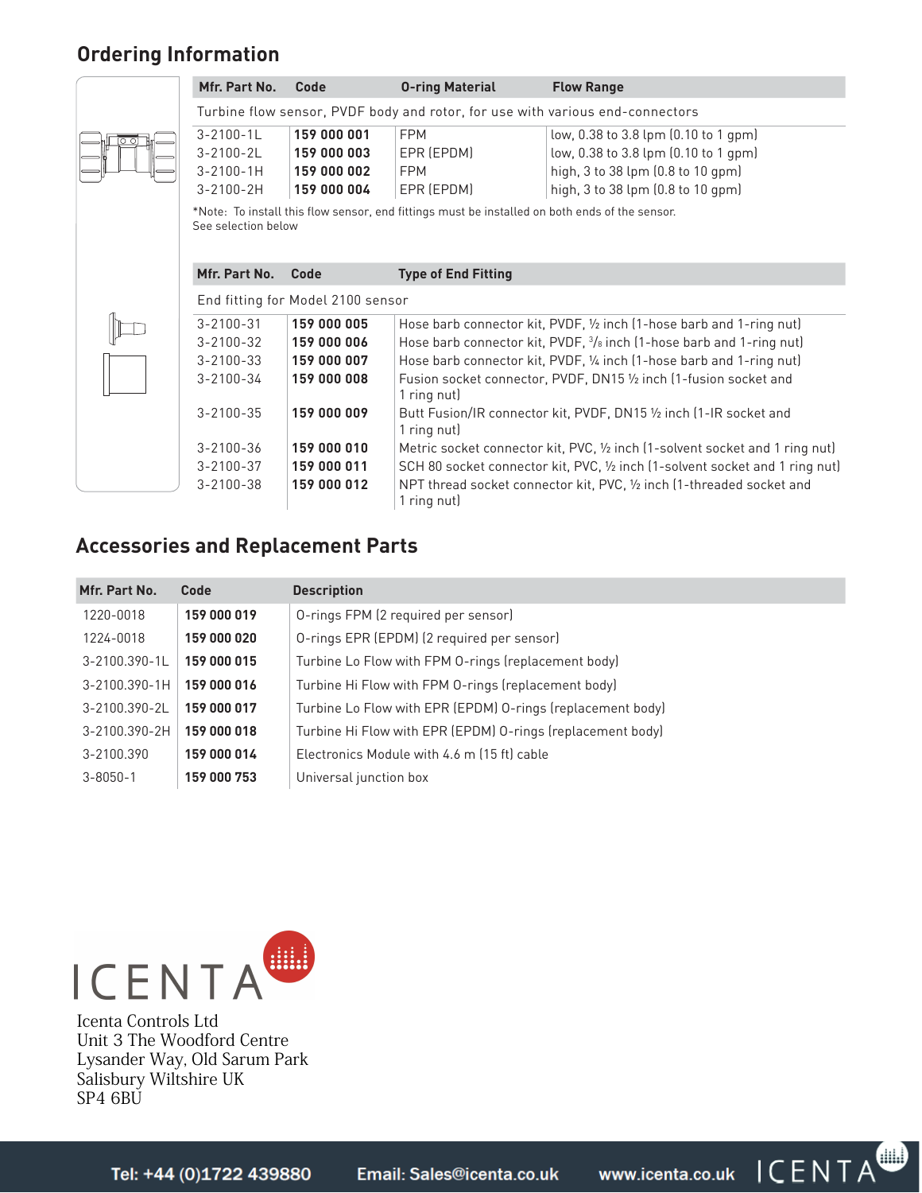## Ordering Information

| Mfr. Part No. | Code | O-ring Material | Flow Range |
|---|---|---|---|
| Turbine flow sensor, PVDF body and rotor, for use with various end-connectors | | | |
| 3-2100-1L | **159 000 001** | FPM | low, 0.38 to 3.8 lpm (0.10 to 1 gpm) |
| 3-2100-2L | **159 000 003** | EPR (EPDM) | low, 0.38 to 3.8 lpm (0.10 to 1 gpm) |
| 3-2100-1H | **159 000 002** | FPM | high, 3 to 38 lpm (0.8 to 10 gpm) |
| 3-2100-2H | **159 000 004** | EPR (EPDM) | high, 3 to 38 lpm (0.8 to 10 gpm) |

*Note: To install this flow sensor, end fittings must be installed on both ends of the sensor. See selection below

| Mfr. Part No. | Code | Type of End Fitting |
|---|---|---|
| End fitting for Model 2100 sensor | | |
| 3-2100-31 | **159 000 005** | Hose barb connector kit, PVDF, ½ inch (1-hose barb and 1-ring nut) |
| 3-2100-32 | **159 000 006** | Hose barb connector kit, PVDF, 3/8 inch (1-hose barb and 1-ring nut) |
| 3-2100-33 | **159 000 007** | Hose barb connector kit, PVDF, ¼ inch (1-hose barb and 1-ring nut) |
| 3-2100-34 | **159 000 008** | Fusion socket connector, PVDF, DN15 ½ inch (1-fusion socket and 1 ring nut) |
| 3-2100-35 | **159 000 009** | Butt Fusion/IR connector kit, PVDF, DN15 ½ inch (1-IR socket and 1 ring nut) |
| 3-2100-36 | **159 000 010** | Metric socket connector kit, PVC, ½ inch (1-solvent socket and 1 ring nut) |
| 3-2100-37 | **159 000 011** | SCH 80 socket connector kit, PVC, ½ inch (1-solvent socket and 1 ring nut) |
| 3-2100-38 | **159 000 012** | NPT thread socket connector kit, PVC, ½ inch (1-threaded socket and 1 ring nut) |

## Accessories and Replacement Parts

| Mfr. Part No. | Code | Description |
|---|---|---|
| 1220-0018 | **159 000 019** | O-rings FPM (2 required per sensor) |
| 1224-0018 | **159 000 020** | O-rings EPR (EPDM) (2 required per sensor) |
| 3-2100.390-1L | **159 000 015** | Turbine Lo Flow with FPM O-rings (replacement body) |
| 3-2100.390-1H | **159 000 016** | Turbine Hi Flow with FPM O-rings (replacement body) |
| 3-2100.390-2L | **159 000 017** | Turbine Lo Flow with EPR (EPDM) O-rings (replacement body) |
| 3-2100.390-2H | **159 000 018** | Turbine Hi Flow with EPR (EPDM) O-rings (replacement body) |
| 3-2100.390 | **159 000 014** | Electronics Module with 4.6 m (15 ft) cable |
| 3-8050-1 | **159 000 753** | Universal junction box |

ICENTA

Icenta Controls Ltd
Unit 3 The Woodford Centre
Lysander Way, Old Sarum Park
Salisbury Wiltshire UK
SP4 6BU

Tel: +44 (0)1722 439880 Email: Sales@icenta.co.uk www.icenta.co.uk ICENTA